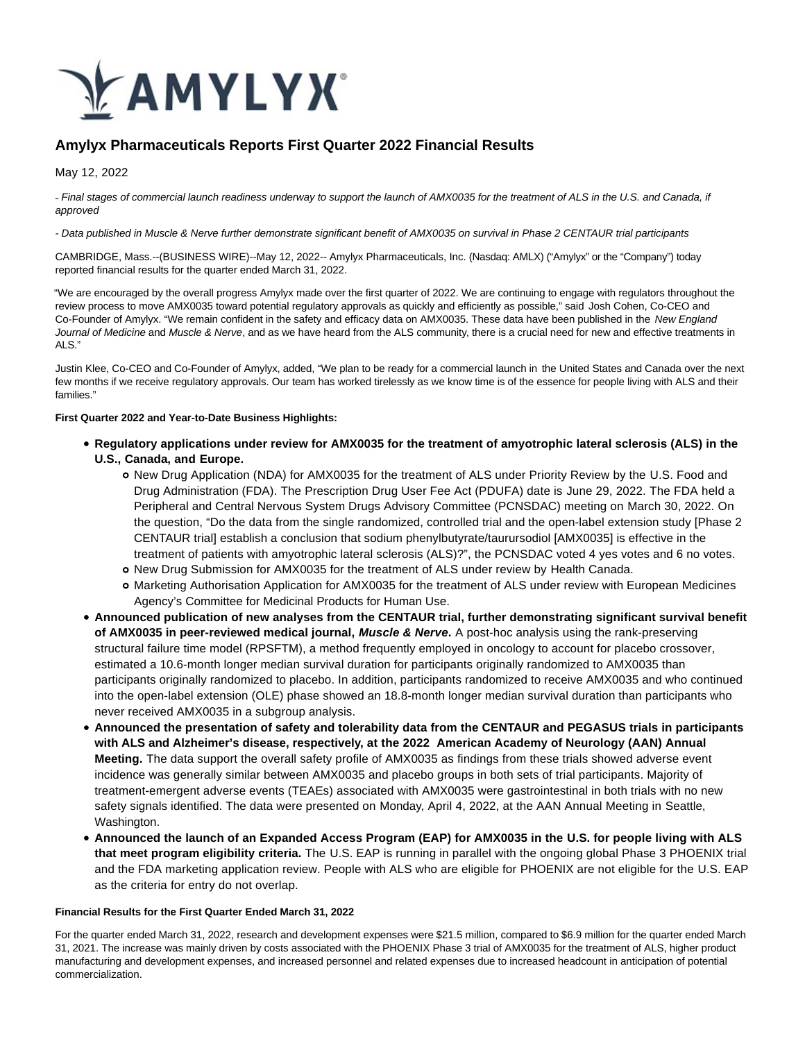AMYLYX

# Amylyx Pharmaceuticals Reports First Quarter 2022 Financial Results

May 12, 2022

*- Final stages of commercial launch readiness underway to support the launch of AMX0035 for the treatment of ALS in the U.S. and Canada, if approved*

*- Data published in Muscle & Nerve further demonstrate significant benefit of AMX0035 on survival in Phase 2 CENTAUR trial participants*

CAMBRIDGE, Mass.--(BUSINESS WIRE)--May 12, 2022-- Amylyx Pharmaceuticals, Inc. (Nasdaq: AMLX) ("Amylyx" or the "Company") today reported financial results for the quarter ended March 31, 2022.

"We are encouraged by the overall progress Amylyx made over the first quarter of 2022. We are continuing to engage with regulators throughout the review process to move AMX0035 toward potential regulatory approvals as quickly and efficiently as possible," said Josh Cohen, Co-CEO and Co-Founder of Amylyx. "We remain confident in the safety and efficacy data on AMX0035. These data have been published in the *New England Journal of Medicine* and *Muscle & Nerve*, and as we have heard from the ALS community, there is a crucial need for new and effective treatments in ALS."

Justin Klee, Co-CEO and Co-Founder of Amylyx, added, "We plan to be ready for a commercial launch in the United States and Canada over the next few months if we receive regulatory approvals. Our team has worked tirelessly as we know time is of the essence for people living with ALS and their families."

**First Quarter 2022 and Year-to-Date Business Highlights:**

- **Regulatory applications under review for AMX0035 for the treatment of amyotrophic lateral sclerosis (ALS) in the U.S., Canada, and Europe.**
  - New Drug Application (NDA) for AMX0035 for the treatment of ALS under Priority Review by the U.S. Food and Drug Administration (FDA). The Prescription Drug User Fee Act (PDUFA) date is June 29, 2022. The FDA held a Peripheral and Central Nervous System Drugs Advisory Committee (PCNSDAC) meeting on March 30, 2022. On the question, "Do the data from the single randomized, controlled trial and the open-label extension study [Phase 2 CENTAUR trial] establish a conclusion that sodium phenylbutyrate/taurursodiol [AMX0035] is effective in the treatment of patients with amyotrophic lateral sclerosis (ALS)?", the PCNSDAC voted 4 yes votes and 6 no votes.
  - New Drug Submission for AMX0035 for the treatment of ALS under review by Health Canada.
  - Marketing Authorisation Application for AMX0035 for the treatment of ALS under review with European Medicines Agency's Committee for Medicinal Products for Human Use.
- **Announced publication of new analyses from the CENTAUR trial, further demonstrating significant survival benefit of AMX0035 in peer-reviewed medical journal, *Muscle & Nerve*.** A post-hoc analysis using the rank-preserving structural failure time model (RPSFTM), a method frequently employed in oncology to account for placebo crossover, estimated a 10.6-month longer median survival duration for participants originally randomized to AMX0035 than participants originally randomized to placebo. In addition, participants randomized to receive AMX0035 and who continued into the open-label extension (OLE) phase showed an 18.8-month longer median survival duration than participants who never received AMX0035 in a subgroup analysis.
- **Announced the presentation of safety and tolerability data from the CENTAUR and PEGASUS trials in participants with ALS and Alzheimer's disease, respectively, at the 2022 American Academy of Neurology (AAN) Annual Meeting.** The data support the overall safety profile of AMX0035 as findings from these trials showed adverse event incidence was generally similar between AMX0035 and placebo groups in both sets of trial participants. Majority of treatment-emergent adverse events (TEAEs) associated with AMX0035 were gastrointestinal in both trials with no new safety signals identified. The data were presented on Monday, April 4, 2022, at the AAN Annual Meeting in Seattle, Washington.
- **Announced the launch of an Expanded Access Program (EAP) for AMX0035 in the U.S. for people living with ALS that meet program eligibility criteria.** The U.S. EAP is running in parallel with the ongoing global Phase 3 PHOENIX trial and the FDA marketing application review. People with ALS who are eligible for PHOENIX are not eligible for the U.S. EAP as the criteria for entry do not overlap.

**Financial Results for the First Quarter Ended March 31, 2022**

For the quarter ended March 31, 2022, research and development expenses were $21.5 million, compared to $6.9 million for the quarter ended March 31, 2021. The increase was mainly driven by costs associated with the PHOENIX Phase 3 trial of AMX0035 for the treatment of ALS, higher product manufacturing and development expenses, and increased personnel and related expenses due to increased headcount in anticipation of potential commercialization.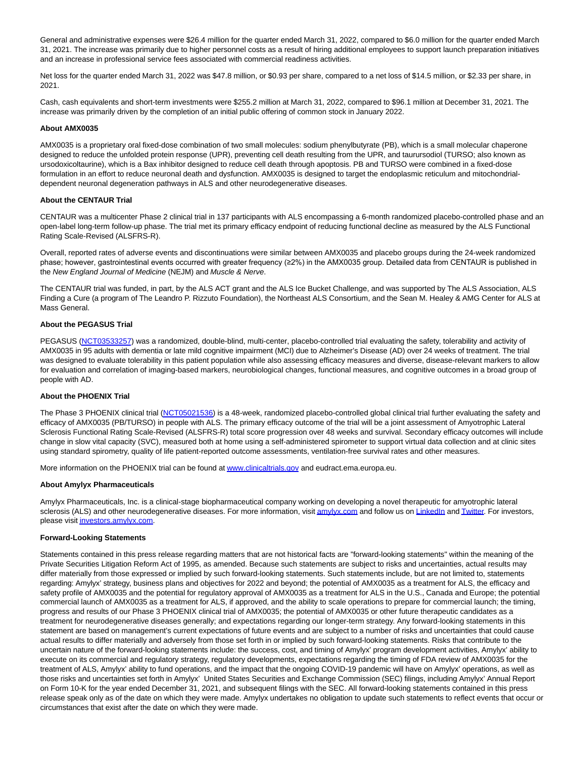General and administrative expenses were $26.4 million for the quarter ended March 31, 2022, compared to $6.0 million for the quarter ended March 31, 2021. The increase was primarily due to higher personnel costs as a result of hiring additional employees to support launch preparation initiatives and an increase in professional service fees associated with commercial readiness activities.

Net loss for the quarter ended March 31, 2022 was $47.8 million, or $0.93 per share, compared to a net loss of $14.5 million, or $2.33 per share, in 2021.

Cash, cash equivalents and short-term investments were $255.2 million at March 31, 2022, compared to $96.1 million at December 31, 2021. The increase was primarily driven by the completion of an initial public offering of common stock in January 2022.

**About AMX0035**

AMX0035 is a proprietary oral fixed-dose combination of two small molecules: sodium phenylbutyrate (PB), which is a small molecular chaperone designed to reduce the unfolded protein response (UPR), preventing cell death resulting from the UPR, and taurursodiol (TURSO; also known as ursodoxicoltaurine), which is a Bax inhibitor designed to reduce cell death through apoptosis. PB and TURSO were combined in a fixed-dose formulation in an effort to reduce neuronal death and dysfunction. AMX0035 is designed to target the endoplasmic reticulum and mitochondrial-dependent neuronal degeneration pathways in ALS and other neurodegenerative diseases.

**About the CENTAUR Trial**

CENTAUR was a multicenter Phase 2 clinical trial in 137 participants with ALS encompassing a 6-month randomized placebo-controlled phase and an open-label long-term follow-up phase. The trial met its primary efficacy endpoint of reducing functional decline as measured by the ALS Functional Rating Scale-Revised (ALSFRS-R).

Overall, reported rates of adverse events and discontinuations were similar between AMX0035 and placebo groups during the 24-week randomized phase; however, gastrointestinal events occurred with greater frequency (≥2%) in the AMX0035 group. Detailed data from CENTAUR is published in the *New England Journal of Medicine* (NEJM) and *Muscle & Nerve*.

The CENTAUR trial was funded, in part, by the ALS ACT grant and the ALS Ice Bucket Challenge, and was supported by The ALS Association, ALS Finding a Cure (a program of The Leandro P. Rizzuto Foundation), the Northeast ALS Consortium, and the Sean M. Healey & AMG Center for ALS at Mass General.

**About the PEGASUS Trial**

PEGASUS (NCT03533257) was a randomized, double-blind, multi-center, placebo-controlled trial evaluating the safety, tolerability and activity of AMX0035 in 95 adults with dementia or late mild cognitive impairment (MCI) due to Alzheimer's Disease (AD) over 24 weeks of treatment. The trial was designed to evaluate tolerability in this patient population while also assessing efficacy measures and diverse, disease-relevant markers to allow for evaluation and correlation of imaging-based markers, neurobiological changes, functional measures, and cognitive outcomes in a broad group of people with AD.

**About the PHOENIX Trial**

The Phase 3 PHOENIX clinical trial (NCT05021536) is a 48-week, randomized placebo-controlled global clinical trial further evaluating the safety and efficacy of AMX0035 (PB/TURSO) in people with ALS. The primary efficacy outcome of the trial will be a joint assessment of Amyotrophic Lateral Sclerosis Functional Rating Scale-Revised (ALSFRS-R) total score progression over 48 weeks and survival. Secondary efficacy outcomes will include change in slow vital capacity (SVC), measured both at home using a self-administered spirometer to support virtual data collection and at clinic sites using standard spirometry, quality of life patient-reported outcome assessments, ventilation-free survival rates and other measures.

More information on the PHOENIX trial can be found at www.clinicaltrials.gov and eudract.ema.europa.eu.

**About Amylyx Pharmaceuticals**

Amylyx Pharmaceuticals, Inc. is a clinical-stage biopharmaceutical company working on developing a novel therapeutic for amyotrophic lateral sclerosis (ALS) and other neurodegenerative diseases. For more information, visit amylyx.com and follow us on LinkedIn and Twitter. For investors, please visit investors.amylyx.com.

**Forward-Looking Statements**

Statements contained in this press release regarding matters that are not historical facts are "forward-looking statements" within the meaning of the Private Securities Litigation Reform Act of 1995, as amended. Because such statements are subject to risks and uncertainties, actual results may differ materially from those expressed or implied by such forward-looking statements. Such statements include, but are not limited to, statements regarding: Amylyx' strategy, business plans and objectives for 2022 and beyond; the potential of AMX0035 as a treatment for ALS, the efficacy and safety profile of AMX0035 and the potential for regulatory approval of AMX0035 as a treatment for ALS in the U.S., Canada and Europe; the potential commercial launch of AMX0035 as a treatment for ALS, if approved, and the ability to scale operations to prepare for commercial launch; the timing, progress and results of our Phase 3 PHOENIX clinical trial of AMX0035; the potential of AMX0035 or other future therapeutic candidates as a treatment for neurodegenerative diseases generally; and expectations regarding our longer-term strategy. Any forward-looking statements in this statement are based on management's current expectations of future events and are subject to a number of risks and uncertainties that could cause actual results to differ materially and adversely from those set forth in or implied by such forward-looking statements. Risks that contribute to the uncertain nature of the forward-looking statements include: the success, cost, and timing of Amylyx' program development activities, Amylyx' ability to execute on its commercial and regulatory strategy, regulatory developments, expectations regarding the timing of FDA review of AMX0035 for the treatment of ALS, Amylyx' ability to fund operations, and the impact that the ongoing COVID-19 pandemic will have on Amylyx' operations, as well as those risks and uncertainties set forth in Amylyx' United States Securities and Exchange Commission (SEC) filings, including Amylyx' Annual Report on Form 10-K for the year ended December 31, 2021, and subsequent filings with the SEC. All forward-looking statements contained in this press release speak only as of the date on which they were made. Amylyx undertakes no obligation to update such statements to reflect events that occur or circumstances that exist after the date on which they were made.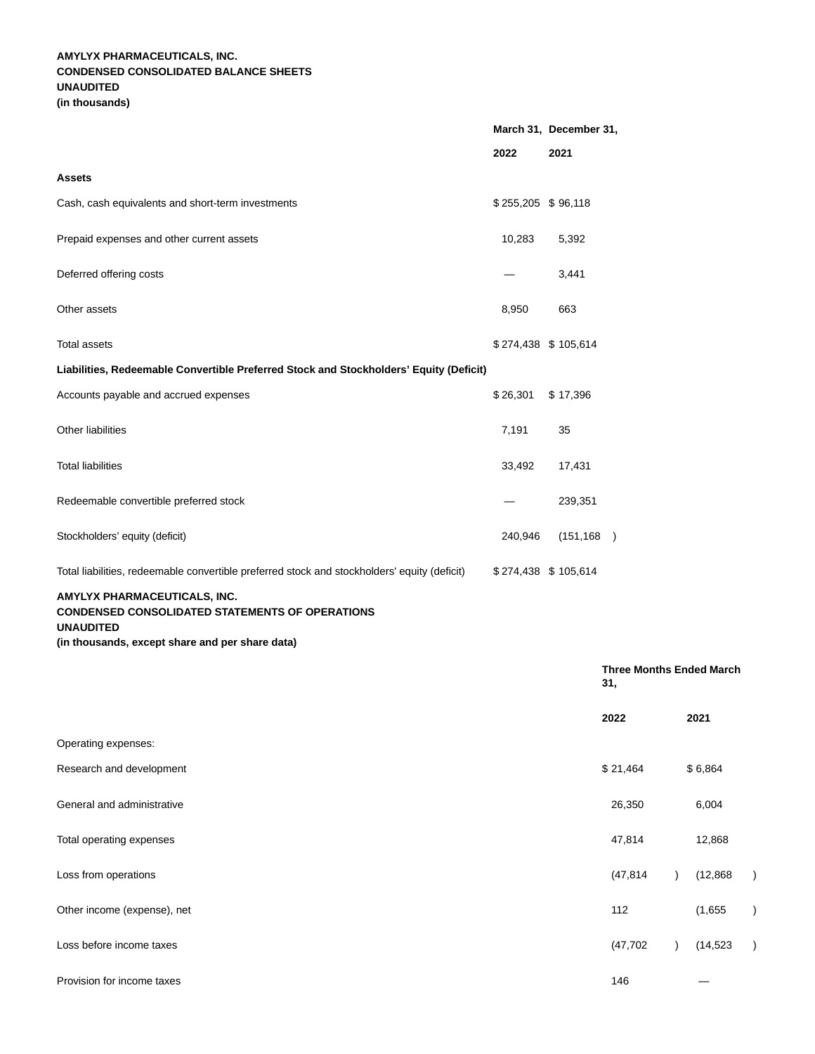**AMYLYX PHARMACEUTICALS, INC.**
**CONDENSED CONSOLIDATED BALANCE SHEETS**
**UNAUDITED**
**(in thousands)**

| | March 31, 2022 | December 31, 2021 |
|---|---|---|
| **Assets** | | |
| Cash, cash equivalents and short-term investments | $ 255,205 | $ 96,118 |
| Prepaid expenses and other current assets | 10,283 | 5,392 |
| Deferred offering costs | — | 3,441 |
| Other assets | 8,950 | 663 |
| Total assets | $ 274,438 | $ 105,614 |
| **Liabilities, Redeemable Convertible Preferred Stock and Stockholders' Equity (Deficit)** | | |
| Accounts payable and accrued expenses | $ 26,301 | $ 17,396 |
| Other liabilities | 7,191 | 35 |
| Total liabilities | 33,492 | 17,431 |
| Redeemable convertible preferred stock | — | 239,351 |
| Stockholders' equity (deficit) | 240,946 | (151,168 ) |
| Total liabilities, redeemable convertible preferred stock and stockholders' equity (deficit) | $ 274,438 | $ 105,614 |

**AMYLYX PHARMACEUTICALS, INC.**
**CONDENSED CONSOLIDATED STATEMENTS OF OPERATIONS**
**UNAUDITED**
**(in thousands, except share and per share data)**

| | Three Months Ended March 31, | |
|---|---|---|
| | 2022 | 2021 |
| Operating expenses: | | |
| Research and development | $ 21,464 | $ 6,864 |
| General and administrative | 26,350 | 6,004 |
| Total operating expenses | 47,814 | 12,868 |
| Loss from operations | (47,814 ) | (12,868 ) |
| Other income (expense), net | 112 | (1,655 ) |
| Loss before income taxes | (47,702 ) | (14,523 ) |
| Provision for income taxes | 146 | — |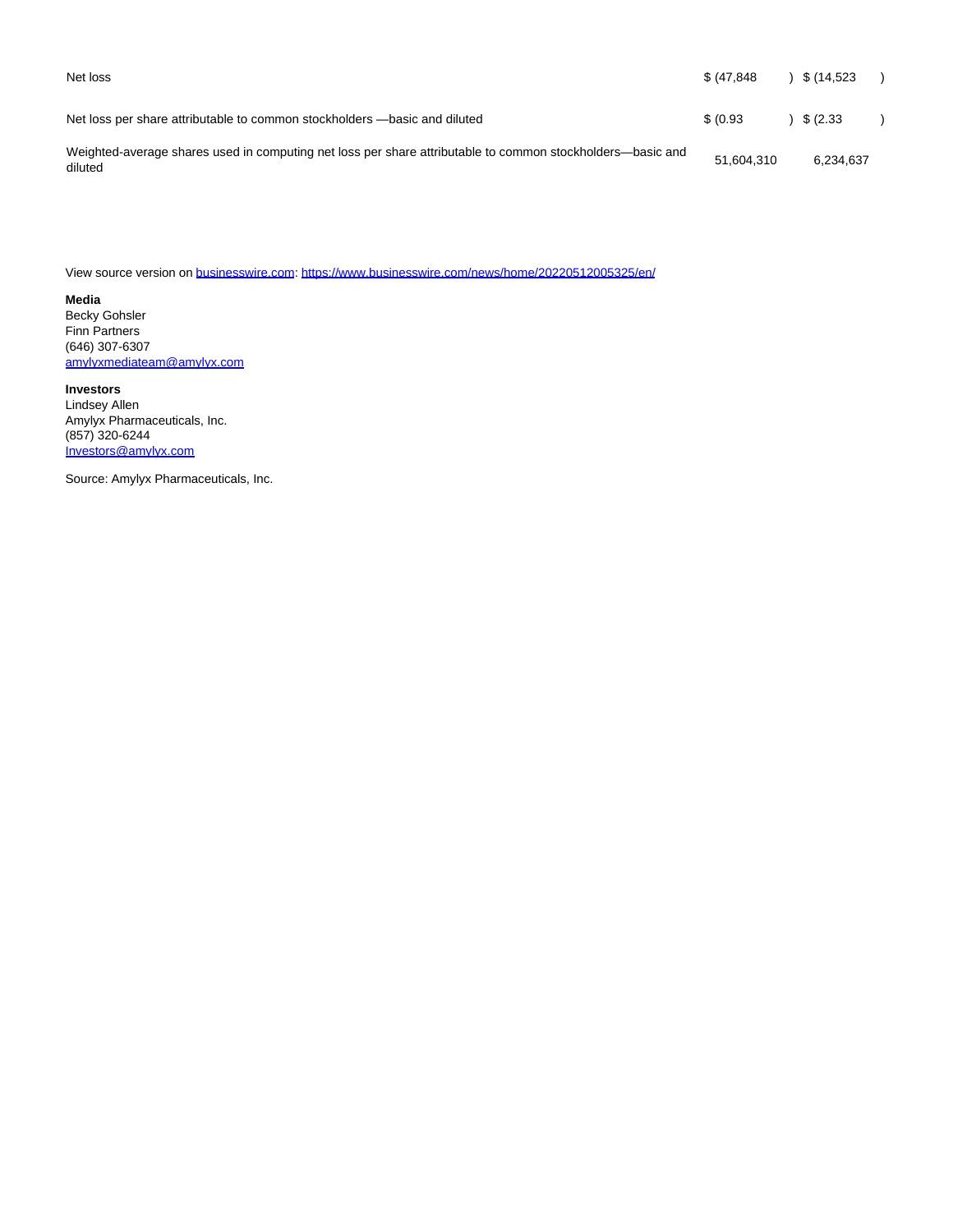| | | |
|---|---|---|
| Net loss | $ (47,848 ) | $ (14,523 ) |
| Net loss per share attributable to common stockholders —basic and diluted | $ (0.93 ) | $ (2.33 ) |
| Weighted-average shares used in computing net loss per share attributable to common stockholders—basic and diluted | 51,604,310 | 6,234,637 |

View source version on businesswire.com: https://www.businesswire.com/news/home/20220512005325/en/

**Media**
Becky Gohsler
Finn Partners
(646) 307-6307
amylyxmediateam@amylyx.com

**Investors**
Lindsey Allen
Amylyx Pharmaceuticals, Inc.
(857) 320-6244
Investors@amylyx.com

Source: Amylyx Pharmaceuticals, Inc.